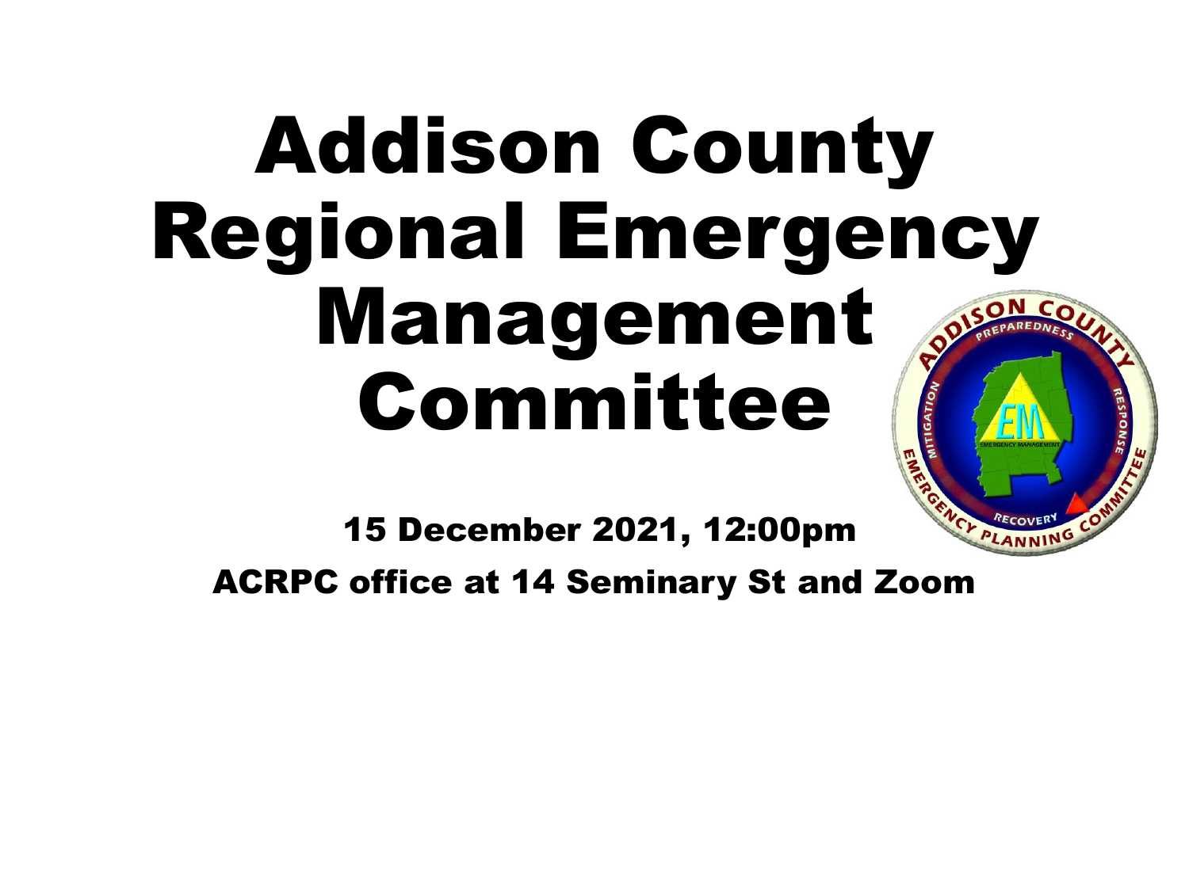# Addison County Regional Emergency Management Committee

15 December 2021, 12:00pm

ACRPC office at 14 Seminary St and Zoom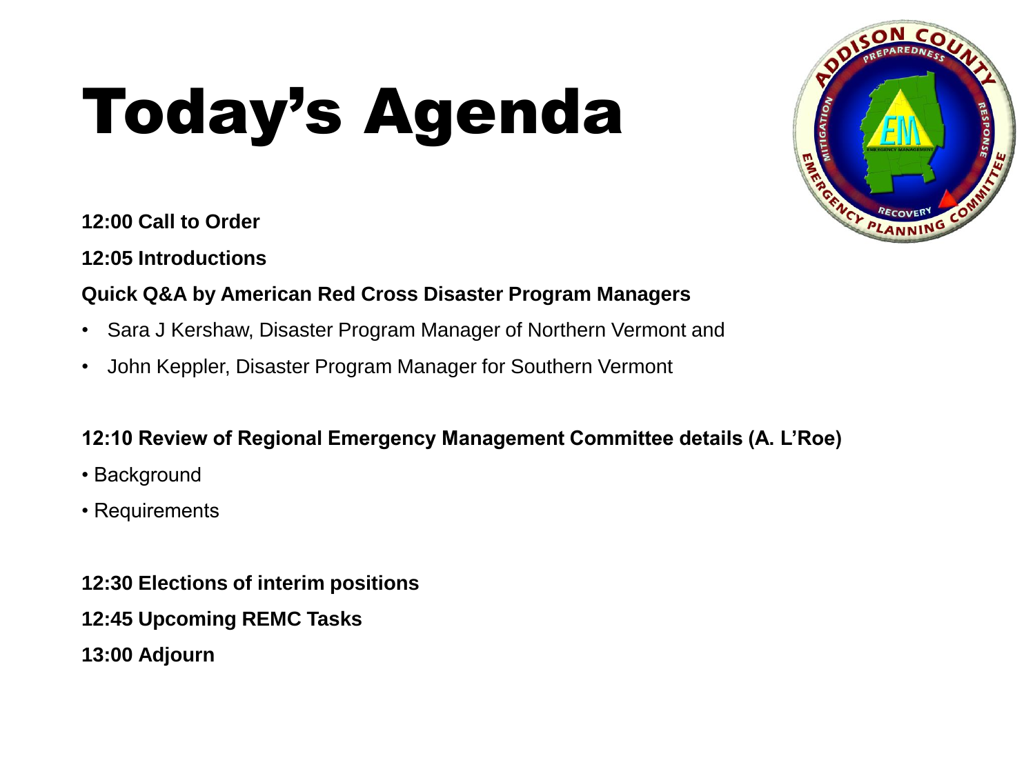# Today's Agenda

**12:00 Call to Order**

**12:05 Introductions**

**Quick Q&A by American Red Cross Disaster Program Managers**

- Sara J Kershaw, Disaster Program Manager of Northern Vermont and
- John Keppler, Disaster Program Manager for Southern Vermont

**12:10 Review of Regional Emergency Management Committee details (A. L'Roe)**

- Background
- Requirements

**12:30 Elections of interim positions**

**12:45 Upcoming REMC Tasks**

**13:00 Adjourn**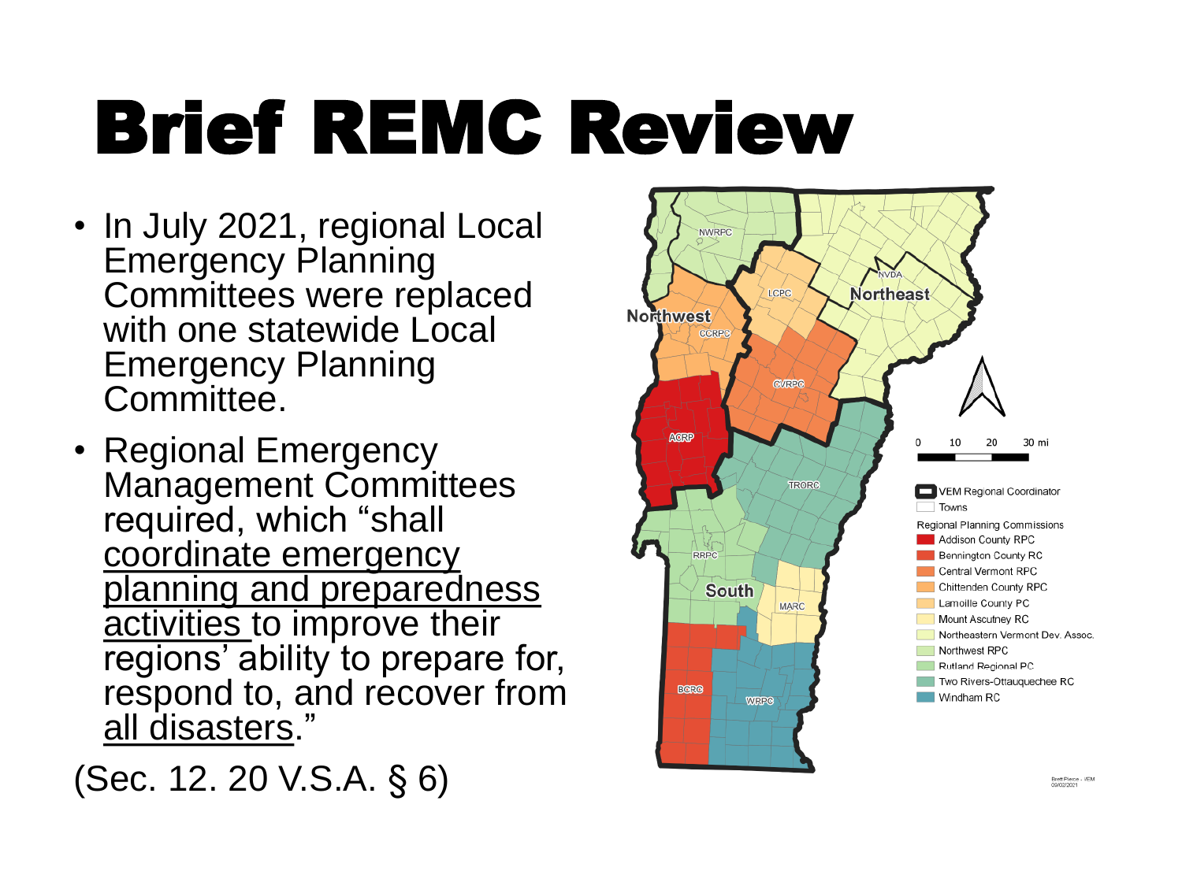# Brief REMC Review

- In July 2021, regional Local Emergency Planning Committees were replaced with one statewide Local Emergency Planning Committee.
- Regional Emergency Management Committees required, which "shall coordinate emergency planning and preparedness activities to improve their regions' ability to prepare for, respond to, and recover from all disasters."

(Sec. 12. 20 V.S.A. § 6)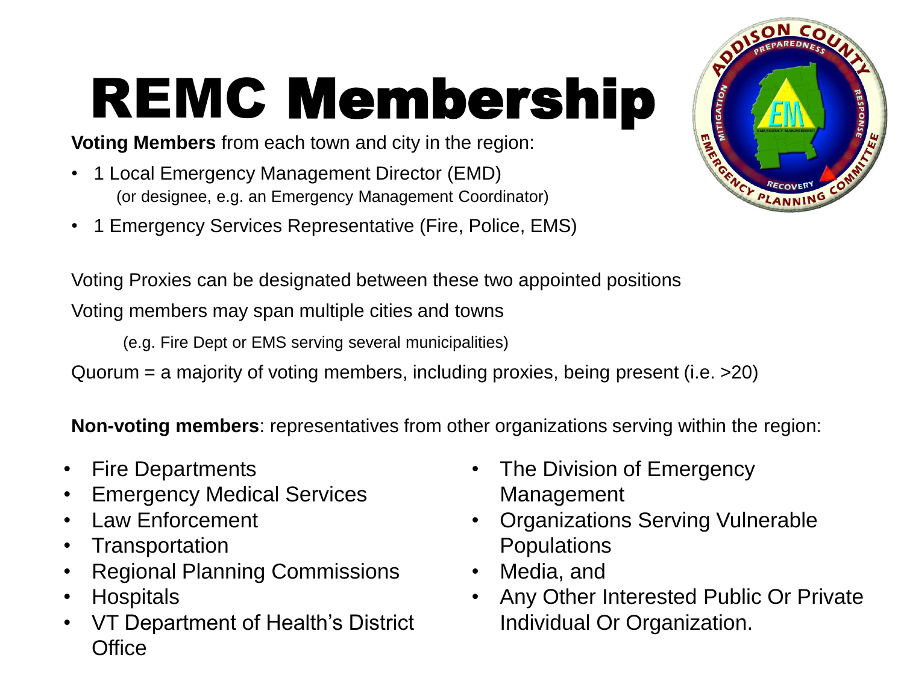# REMC Membership

**Voting Members** from each town and city in the region:

- 1 Local Emergency Management Director (EMD)
  (or designee, e.g. an Emergency Management Coordinator)
- 1 Emergency Services Representative (Fire, Police, EMS)

Voting Proxies can be designated between these two appointed positions

Voting members may span multiple cities and towns

(e.g. Fire Dept or EMS serving several municipalities)

Quorum = a majority of voting members, including proxies, being present (i.e. >20)

**Non-voting members**: representatives from other organizations serving within the region:

- Fire Departments
- Emergency Medical Services
- Law Enforcement
- Transportation
- Regional Planning Commissions
- Hospitals
- VT Department of Health's District Office
- The Division of Emergency Management
- Organizations Serving Vulnerable Populations
- Media, and
- Any Other Interested Public Or Private Individual Or Organization.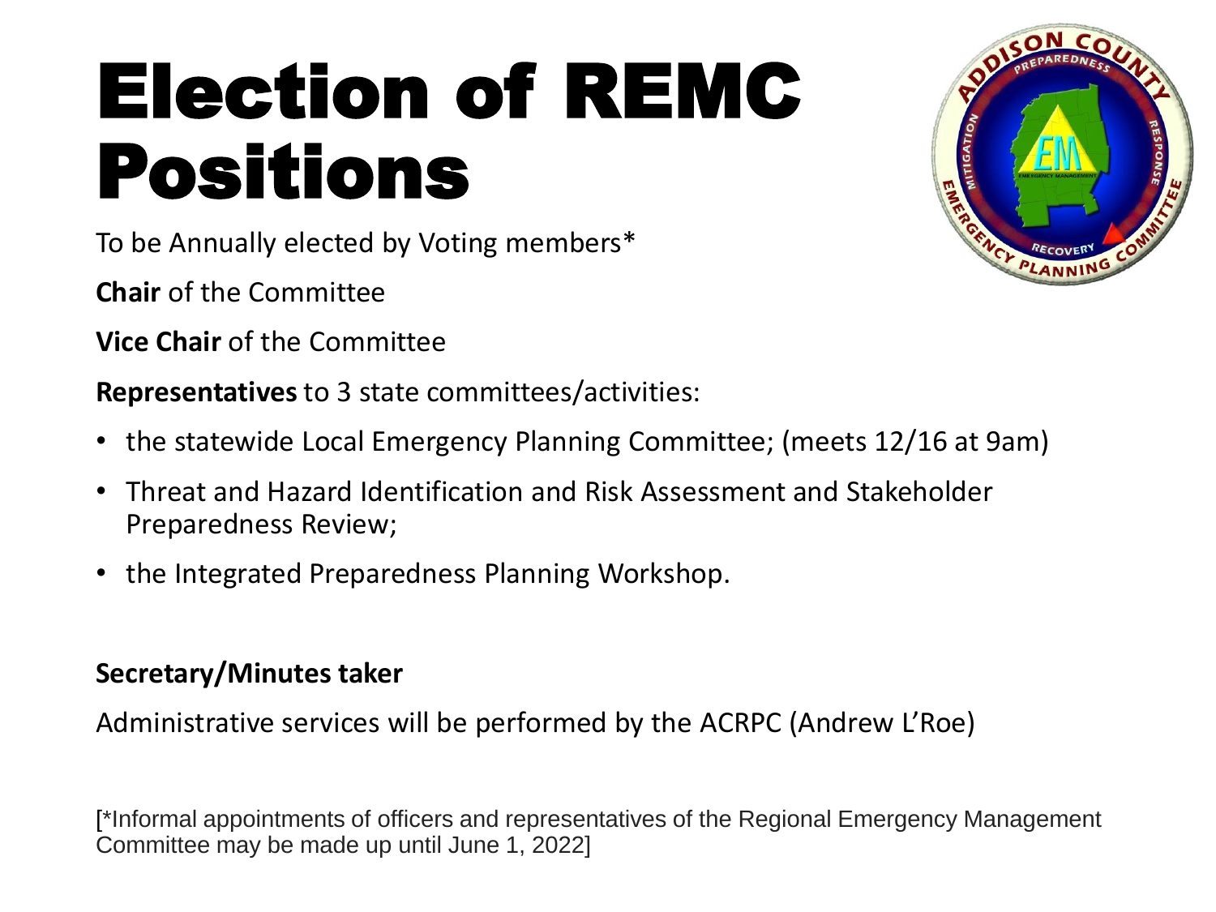# Election of REMC Positions

To be Annually elected by Voting members*

**Chair** of the Committee

**Vice Chair** of the Committee

**Representatives** to 3 state committees/activities:

- the statewide Local Emergency Planning Committee; (meets 12/16 at 9am)
- Threat and Hazard Identification and Risk Assessment and Stakeholder Preparedness Review;
- the Integrated Preparedness Planning Workshop.

**Secretary/Minutes taker**

Administrative services will be performed by the ACRPC (Andrew L'Roe)

[*Informal appointments of officers and representatives of the Regional Emergency Management Committee may be made up until June 1, 2022]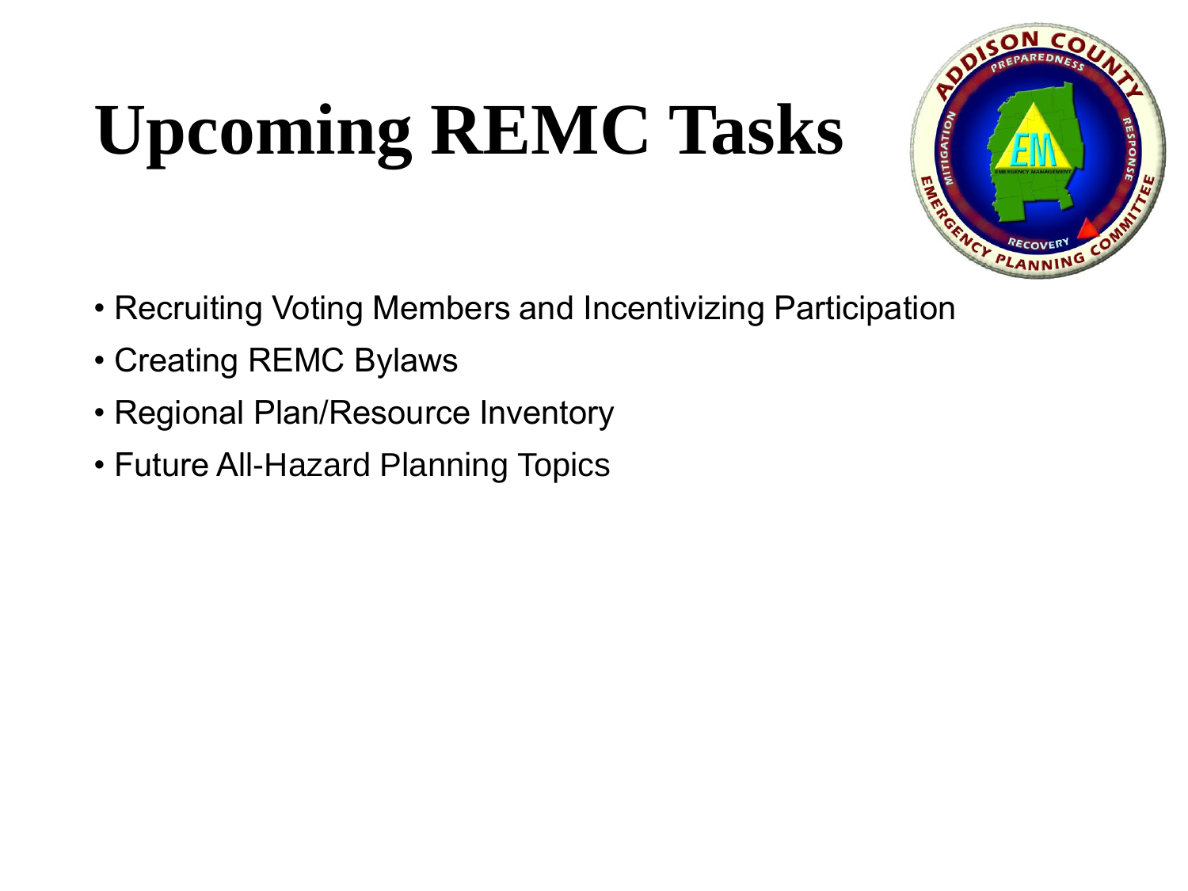# Upcoming REMC Tasks

- Recruiting Voting Members and Incentivizing Participation
- Creating REMC Bylaws
- Regional Plan/Resource Inventory
- Future All-Hazard Planning Topics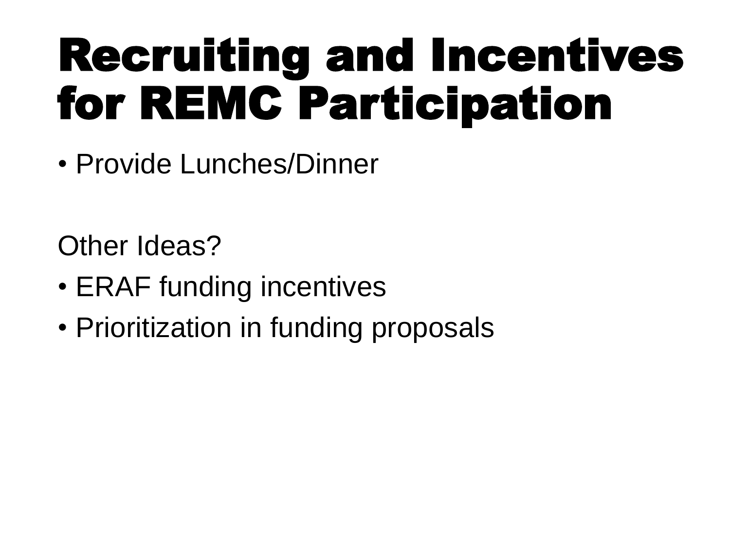# Recruiting and Incentives for REMC Participation

- Provide Lunches/Dinner

Other Ideas?

- ERAF funding incentives
- Prioritization in funding proposals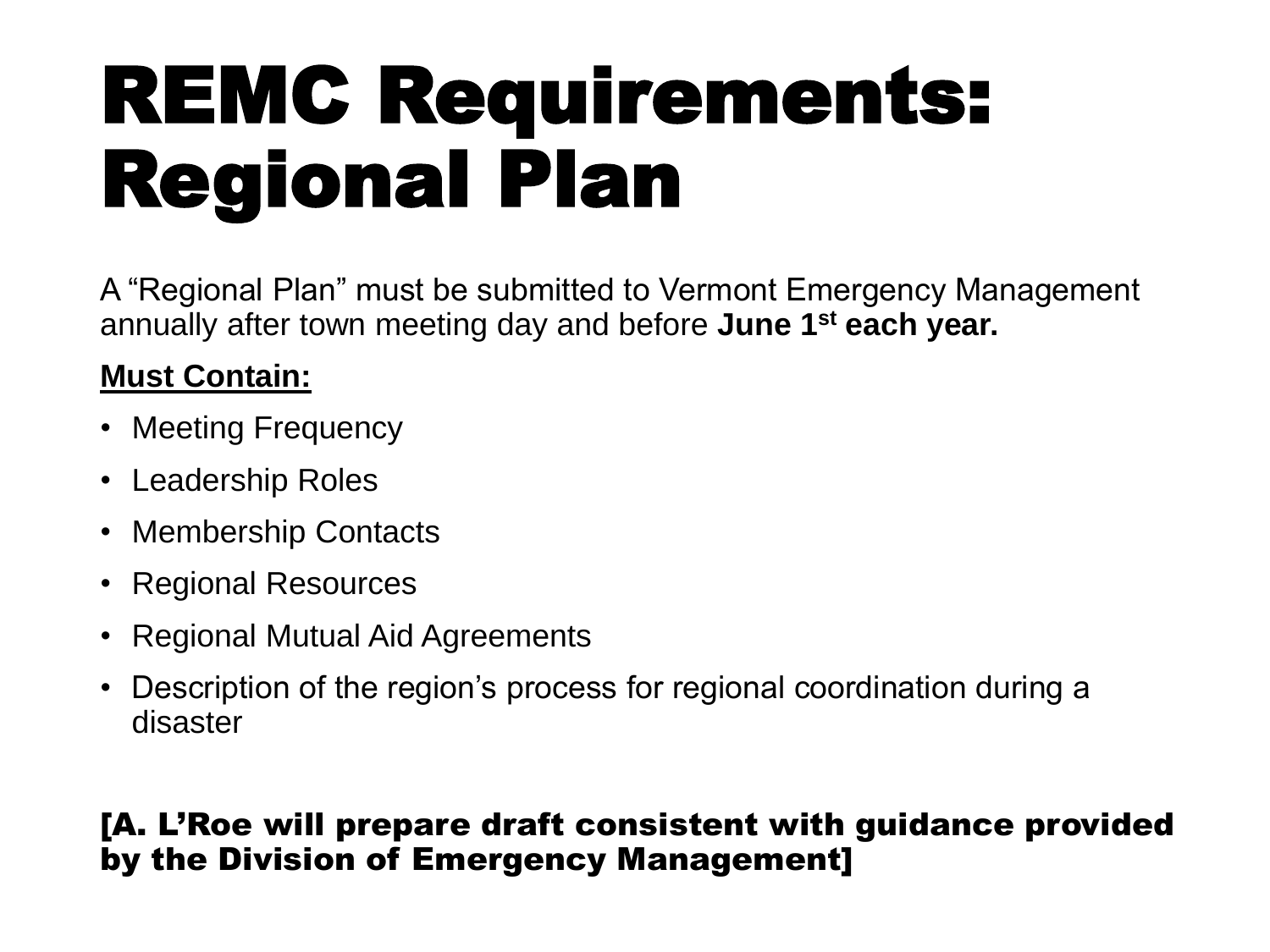# REMC Requirements: Regional Plan

A "Regional Plan" must be submitted to Vermont Emergency Management annually after town meeting day and before **June 1st each year.**

**Must Contain:**

- Meeting Frequency
- Leadership Roles
- Membership Contacts
- Regional Resources
- Regional Mutual Aid Agreements
- Description of the region's process for regional coordination during a disaster

**[A. L'Roe will prepare draft consistent with guidance provided by the Division of Emergency Management]**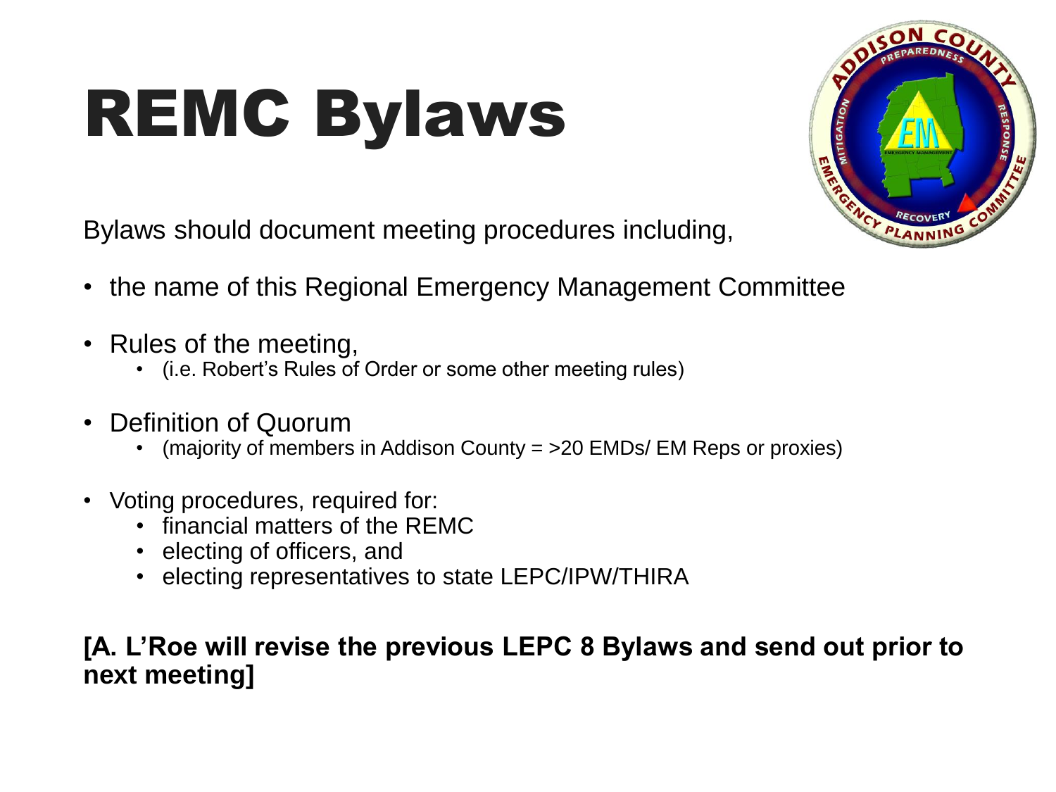# REMC Bylaws

Bylaws should document meeting procedures including,

- the name of this Regional Emergency Management Committee
- Rules of the meeting,
  - (i.e. Robert's Rules of Order or some other meeting rules)
- Definition of Quorum
  - (majority of members in Addison County = >20 EMDs/ EM Reps or proxies)
- Voting procedures, required for:
  - financial matters of the REMC
  - electing of officers, and
  - electing representatives to state LEPC/IPW/THIRA

**[A. L'Roe will revise the previous LEPC 8 Bylaws and send out prior to next meeting]**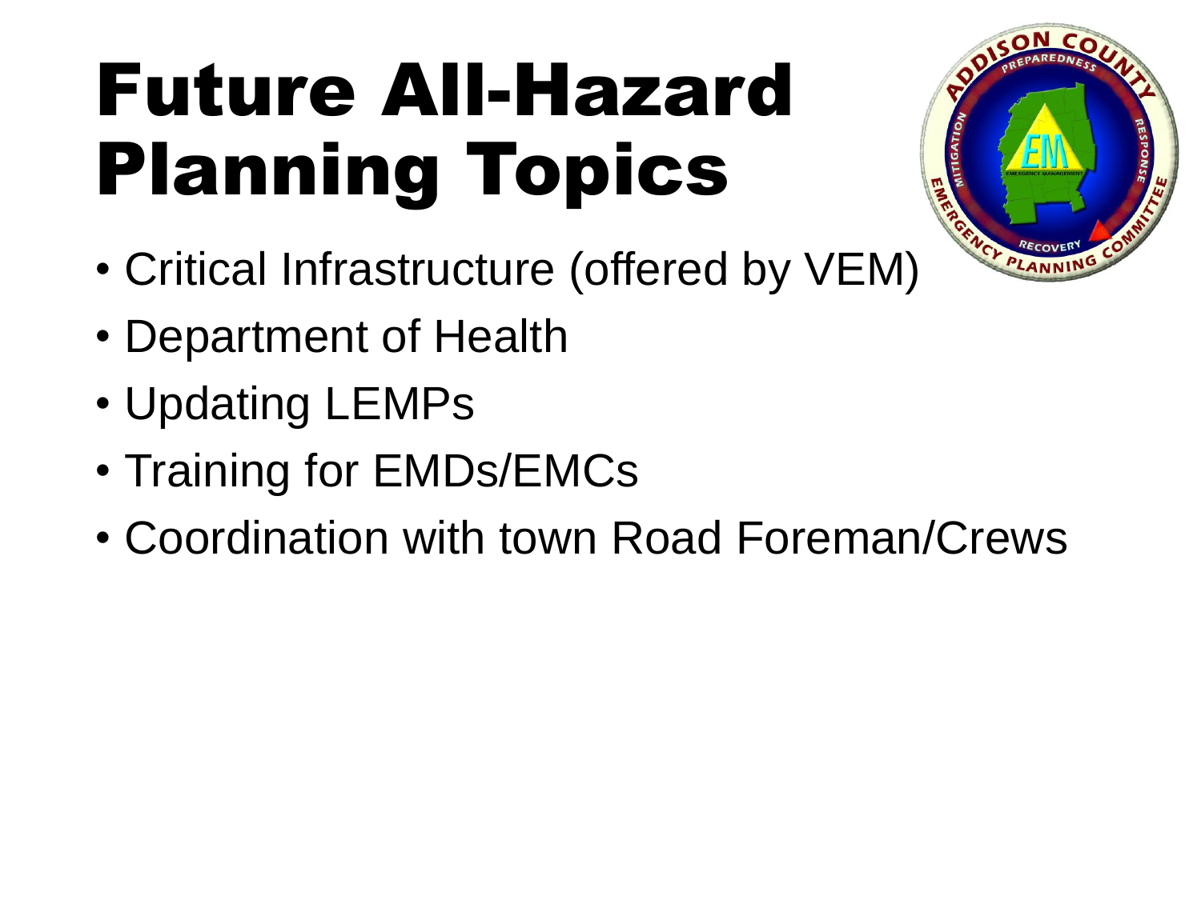# Future All-Hazard Planning Topics

- Critical Infrastructure (offered by VEM)
- Department of Health
- Updating LEMPs
- Training for EMDs/EMCs
- Coordination with town Road Foreman/Crews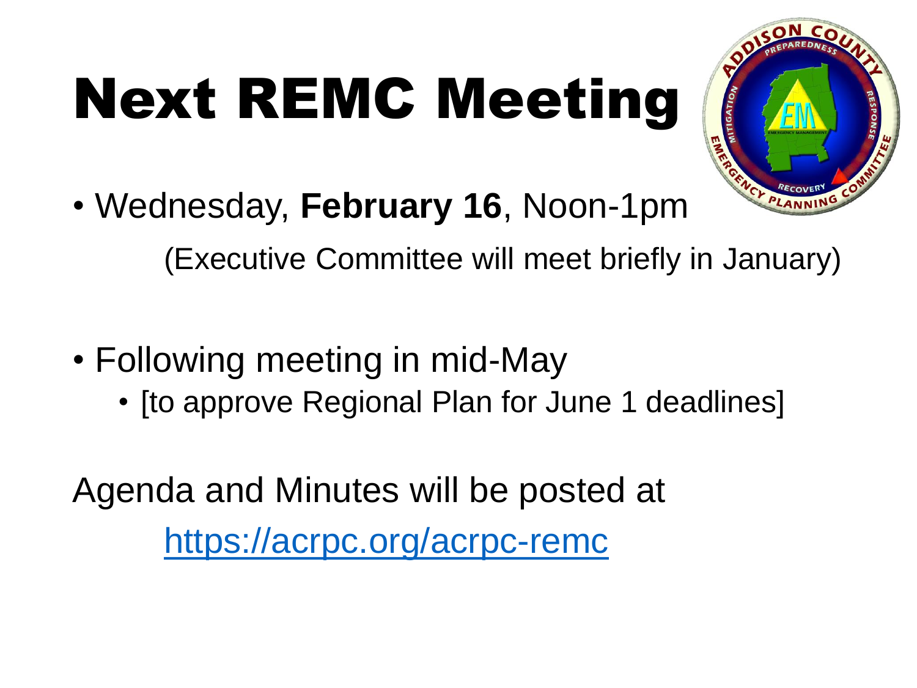# Next REMC Meeting

- Wednesday, **February 16**, Noon-1pm

  (Executive Committee will meet briefly in January)

- Following meeting in mid-May
  - [to approve Regional Plan for June 1 deadlines]

Agenda and Minutes will be posted at

[https://acrpc.org/acrpc-remc](https://acrpc.org/acrpc-remc)